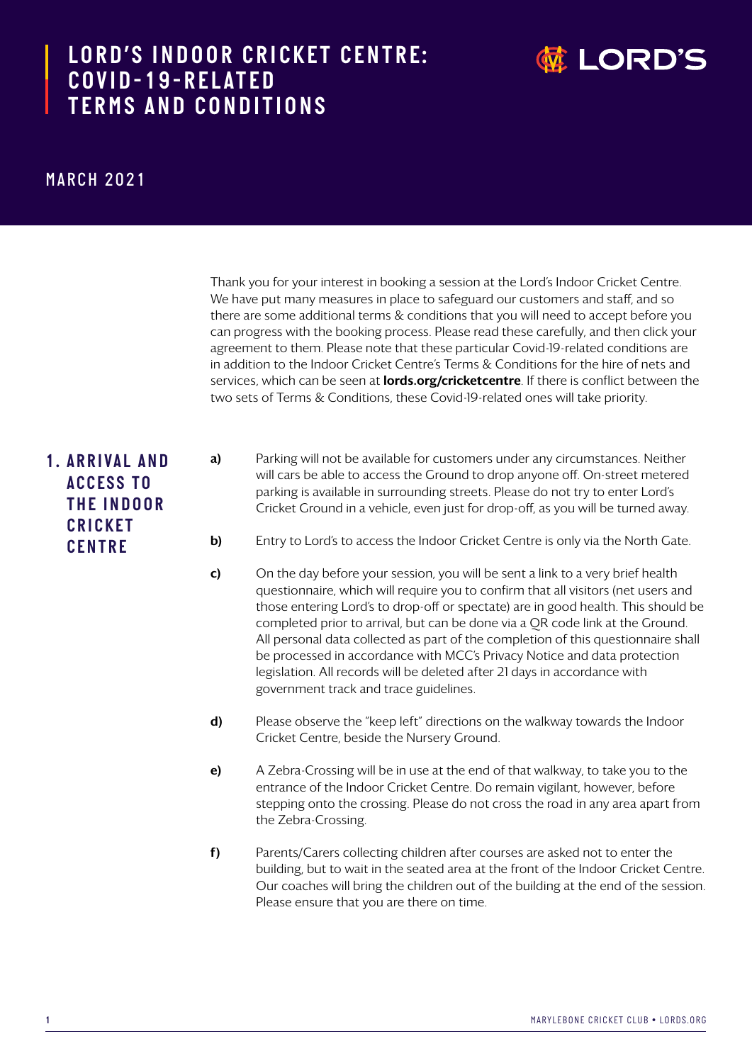# LORD'S INDOOR CRICKET CENTRE: COVID-19-RELATED TERMS AND CONDITIONS

MARCH 2021

Thank you for your interest in booking a session at the Lord's Indoor Cricket Centre. We have put many measures in place to safeguard our customers and staff, and so there are some additional terms & conditions that you will need to accept before you can progress with the booking process. Please read these carefully, and then click your agreement to them. Please note that these particular Covid-19-related conditions are in addition to the Indoor Cricket Centre's Terms & Conditions for the hire of nets and services, which can be seen at **lords.org/cricketcentre**. If there is conflict between the two sets of Terms & Conditions, these Covid-19-related ones will take priority.

## 1. ARRIVAL AND ACCESS TO THE INDOOR CRICKET CENTRE

**a)** Parking will not be available for customers under any circumstances. Neither will cars be able to access the Ground to drop anyone off. On-street metered parking is available in surrounding streets. Please do not try to enter Lord's Cricket Ground in a vehicle, even just for drop-off, as you will be turned away.

**b)** Entry to Lord's to access the Indoor Cricket Centre is only via the North Gate.

**c)** On the day before your session, you will be sent a link to a very brief health questionnaire, which will require you to confirm that all visitors (net users and those entering Lord's to drop-off or spectate) are in good health. This should be completed prior to arrival, but can be done via a QR code link at the Ground. All personal data collected as part of the completion of this questionnaire shall be processed in accordance with MCC's Privacy Notice and data protection legislation. All records will be deleted after 21 days in accordance with government track and trace guidelines.

**d)** Please observe the "keep left" directions on the walkway towards the Indoor Cricket Centre, beside the Nursery Ground.

**e)** A Zebra-Crossing will be in use at the end of that walkway, to take you to the entrance of the Indoor Cricket Centre. Do remain vigilant, however, before stepping onto the crossing. Please do not cross the road in any area apart from the Zebra-Crossing.

**f)** Parents/Carers collecting children after courses are asked not to enter the building, but to wait in the seated area at the front of the Indoor Cricket Centre. Our coaches will bring the children out of the building at the end of the session. Please ensure that you are there on time.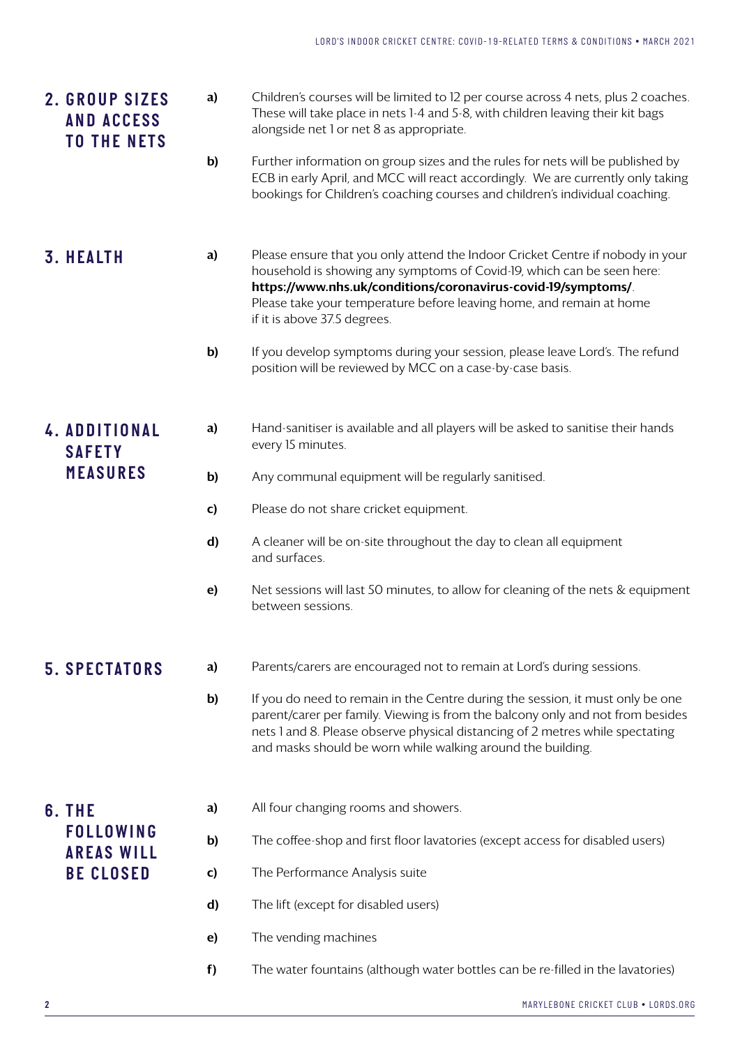## 2. GROUP SIZES AND ACCESS TO THE NETS

**a)** Children's courses will be limited to 12 per course across 4 nets, plus 2 coaches. These will take place in nets 1-4 and 5-8, with children leaving their kit bags alongside net 1 or net 8 as appropriate.

**b)** Further information on group sizes and the rules for nets will be published by ECB in early April, and MCC will react accordingly. We are currently only taking bookings for Children's coaching courses and children's individual coaching.

## 3. HEALTH

**a)** Please ensure that you only attend the Indoor Cricket Centre if nobody in your household is showing any symptoms of Covid-19, which can be seen here: **https://www.nhs.uk/conditions/coronavirus-covid-19/symptoms/**. Please take your temperature before leaving home, and remain at home if it is above 37.5 degrees.

**b)** If you develop symptoms during your session, please leave Lord's. The refund position will be reviewed by MCC on a case-by-case basis.

## 4. ADDITIONAL SAFETY MEASURES

**a)** Hand-sanitiser is available and all players will be asked to sanitise their hands every 15 minutes.

**b)** Any communal equipment will be regularly sanitised.

**c)** Please do not share cricket equipment.

**d)** A cleaner will be on-site throughout the day to clean all equipment and surfaces.

**e)** Net sessions will last 50 minutes, to allow for cleaning of the nets & equipment between sessions.

## 5. SPECTATORS

**a)** Parents/carers are encouraged not to remain at Lord's during sessions.

**b)** If you do need to remain in the Centre during the session, it must only be one parent/carer per family. Viewing is from the balcony only and not from besides nets 1 and 8. Please observe physical distancing of 2 metres while spectating and masks should be worn while walking around the building.

## 6. THE FOLLOWING AREAS WILL BE CLOSED

**a)** All four changing rooms and showers.

**b)** The coffee-shop and first floor lavatories (except access for disabled users)

**c)** The Performance Analysis suite

**d)** The lift (except for disabled users)

**e)** The vending machines

**f)** The water fountains (although water bottles can be re-filled in the lavatories)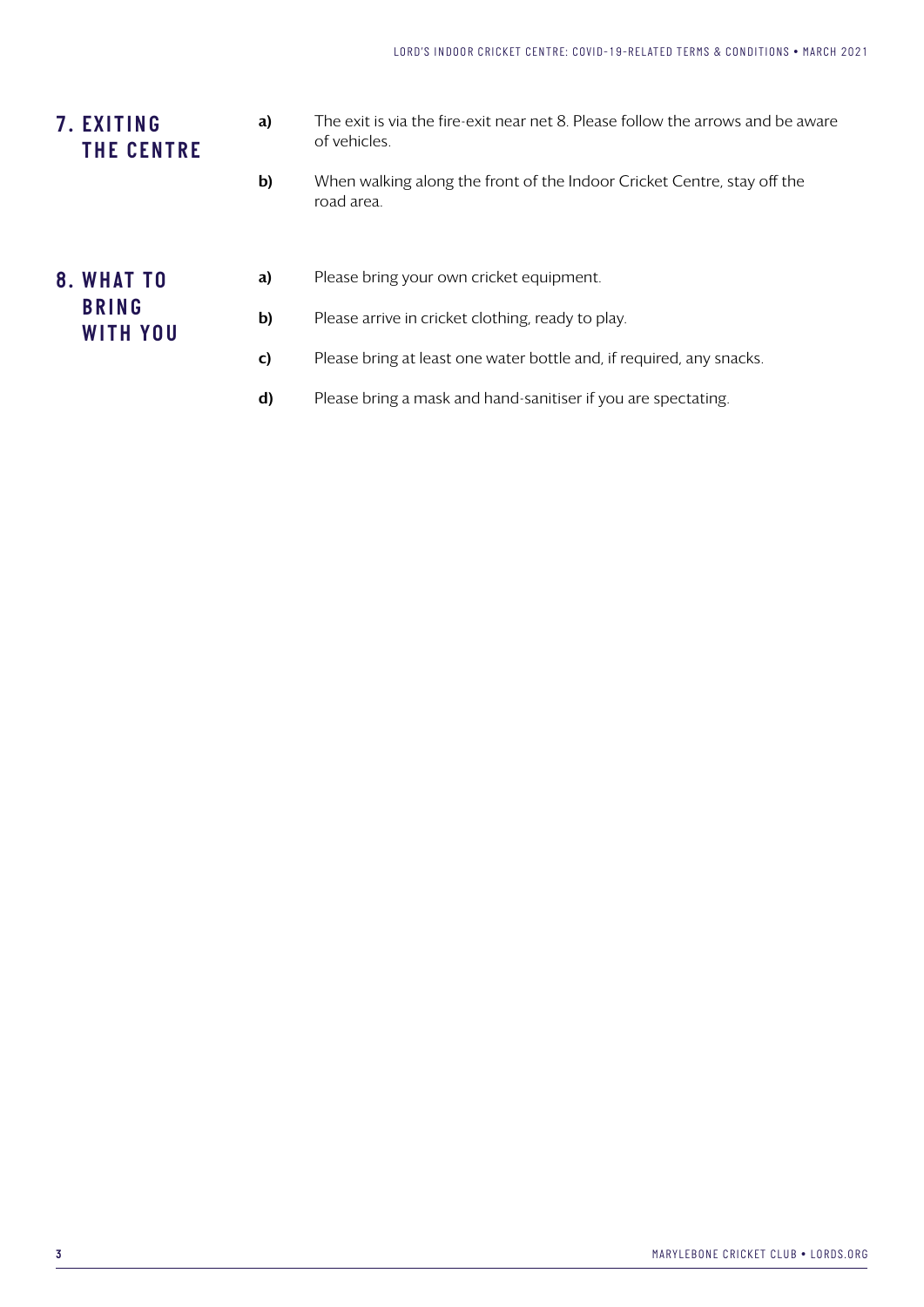## 7. EXITING THE CENTRE

**a)** The exit is via the fire-exit near net 8. Please follow the arrows and be aware of vehicles.

**b)** When walking along the front of the Indoor Cricket Centre, stay off the road area.

## 8. WHAT TO BRING WITH YOU

**a)** Please bring your own cricket equipment.

**b)** Please arrive in cricket clothing, ready to play.

**c)** Please bring at least one water bottle and, if required, any snacks.

**d)** Please bring a mask and hand-sanitiser if you are spectating.